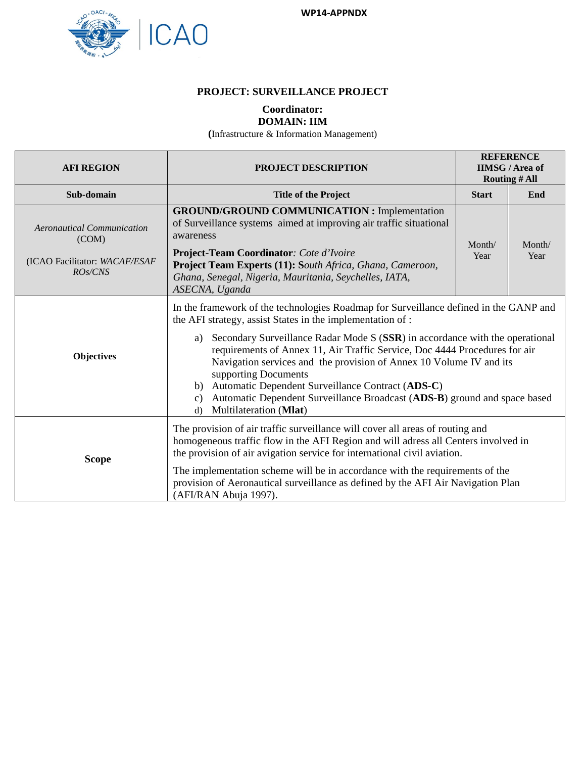WP14-APPNDX

**PROJECT: SURVEILLANCE PROJECT**

**Coordinator:**
**DOMAIN: IIM**
**(**Infrastructure & Information Management)

| **AFI REGION** | **PROJECT DESCRIPTION** | **REFERENCE IIMSG / Area of Routing # All** | |
|---|---|---|---|
| **Sub-domain** | **Title of the Project** | **Start** | **End** |
| *Aeronautical Communication* (COM)<br><br>(ICAO Facilitator: *WACAF/ESAF ROs/CNS* | **GROUND/GROUND COMMUNICATION :** Implementation of Surveillance systems aimed at improving air traffic situational awareness<br><br>**Project-Team Coordinator***: Cote d'Ivoire*<br>**Project Team Experts (11): S***outh Africa, Ghana, Cameroon, Ghana, Senegal, Nigeria, Mauritania, Seychelles, IATA, ASECNA, Uganda* | Month/ Year | Month/ Year |
| **Objectives** | In the framework of the technologies Roadmap for Surveillance defined in the GANP and the AFI strategy, assist States in the implementation of :<br><br>a) Secondary Surveillance Radar Mode S (**SSR**) in accordance with the operational requirements of Annex 11, Air Traffic Service, Doc 4444 Procedures for air Navigation services and the provision of Annex 10 Volume IV and its supporting Documents<br>b) Automatic Dependent Surveillance Contract (**ADS-C**)<br>c) Automatic Dependent Surveillance Broadcast (**ADS-B**) ground and space based<br>d) Multilateration (**Mlat**) | | |
| **Scope** | The provision of air traffic surveillance will cover all areas of routing and homogeneous traffic flow in the AFI Region and will adress all Centers involved in the provision of air avigation service for international civil aviation.<br><br>The implementation scheme will be in accordance with the requirements of the provision of Aeronautical surveillance as defined by the AFI Air Navigation Plan (AFI/RAN Abuja 1997). | | |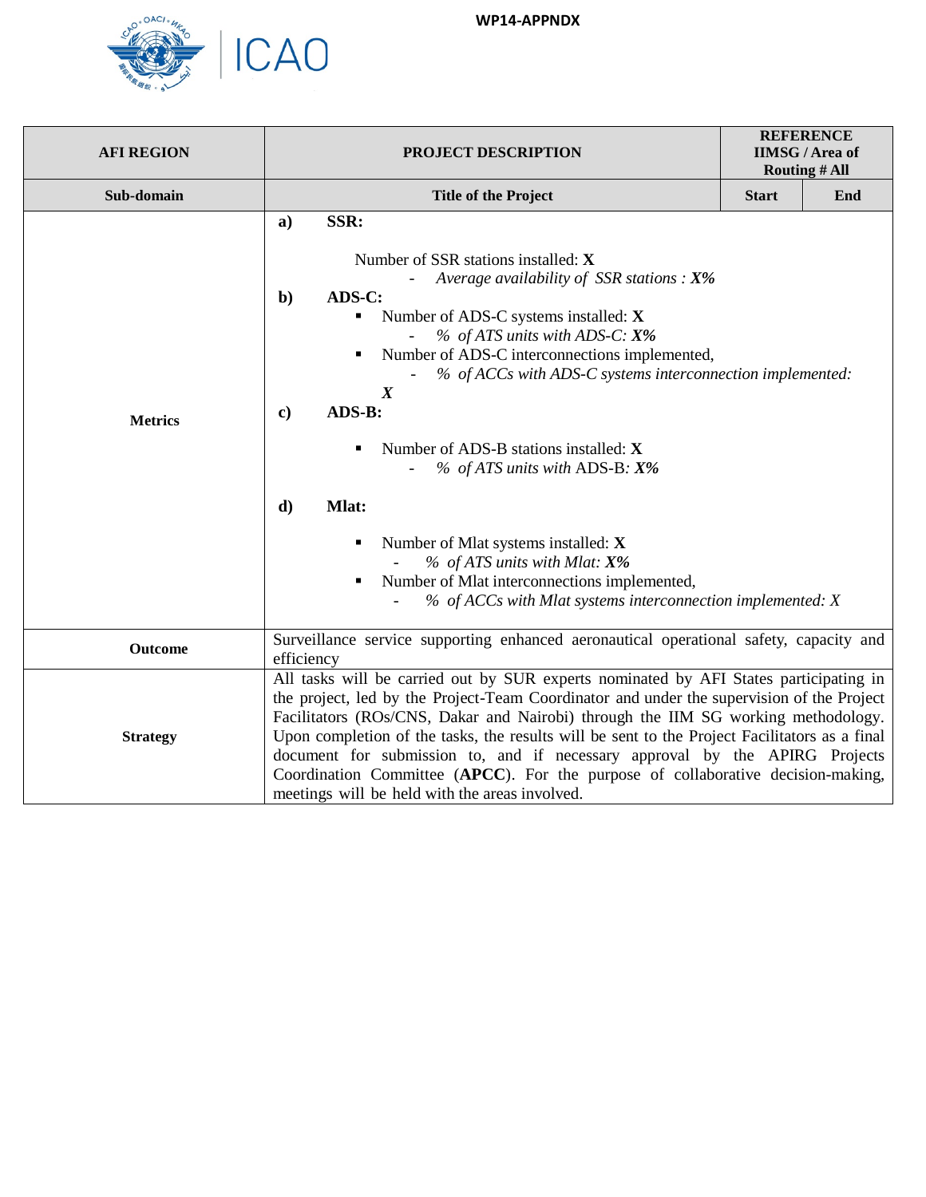WP14-APPNDX

| AFI REGION | PROJECT DESCRIPTION | REFERENCE IIMSG / Area of Routing # All | |
|---|---|---|---|
| Sub-domain | Title of the Project | Start | End |
| Metrics | **a) SSR:**<br><br>Number of SSR stations installed: **X**<br>- *Average availability of SSR stations : **X%***<br>**b) ADS-C:**<br>▪ Number of ADS-C systems installed: **X**<br>- *% of ATS units with ADS-C: **X%***<br>▪ Number of ADS-C interconnections implemented,<br>- *% of ACCs with ADS-C systems interconnection implemented: **X***<br>**c) ADS-B:**<br><br>▪ Number of ADS-B stations installed: **X**<br>- *% of ATS units with* ADS-B*: **X%***<br><br>**d) Mlat:**<br><br>▪ Number of Mlat systems installed: **X**<br>- *% of ATS units with Mlat: **X%***<br>▪ Number of Mlat interconnections implemented,<br>- *% of ACCs with Mlat systems interconnection implemented: X* | | |
| Outcome | Surveillance service supporting enhanced aeronautical operational safety, capacity and efficiency | | |
| Strategy | All tasks will be carried out by SUR experts nominated by AFI States participating in the project, led by the Project-Team Coordinator and under the supervision of the Project Facilitators (ROs/CNS, Dakar and Nairobi) through the IIM SG working methodology. Upon completion of the tasks, the results will be sent to the Project Facilitators as a final document for submission to, and if necessary approval by the APIRG Projects Coordination Committee (**APCC**). For the purpose of collaborative decision-making, meetings will be held with the areas involved. | | |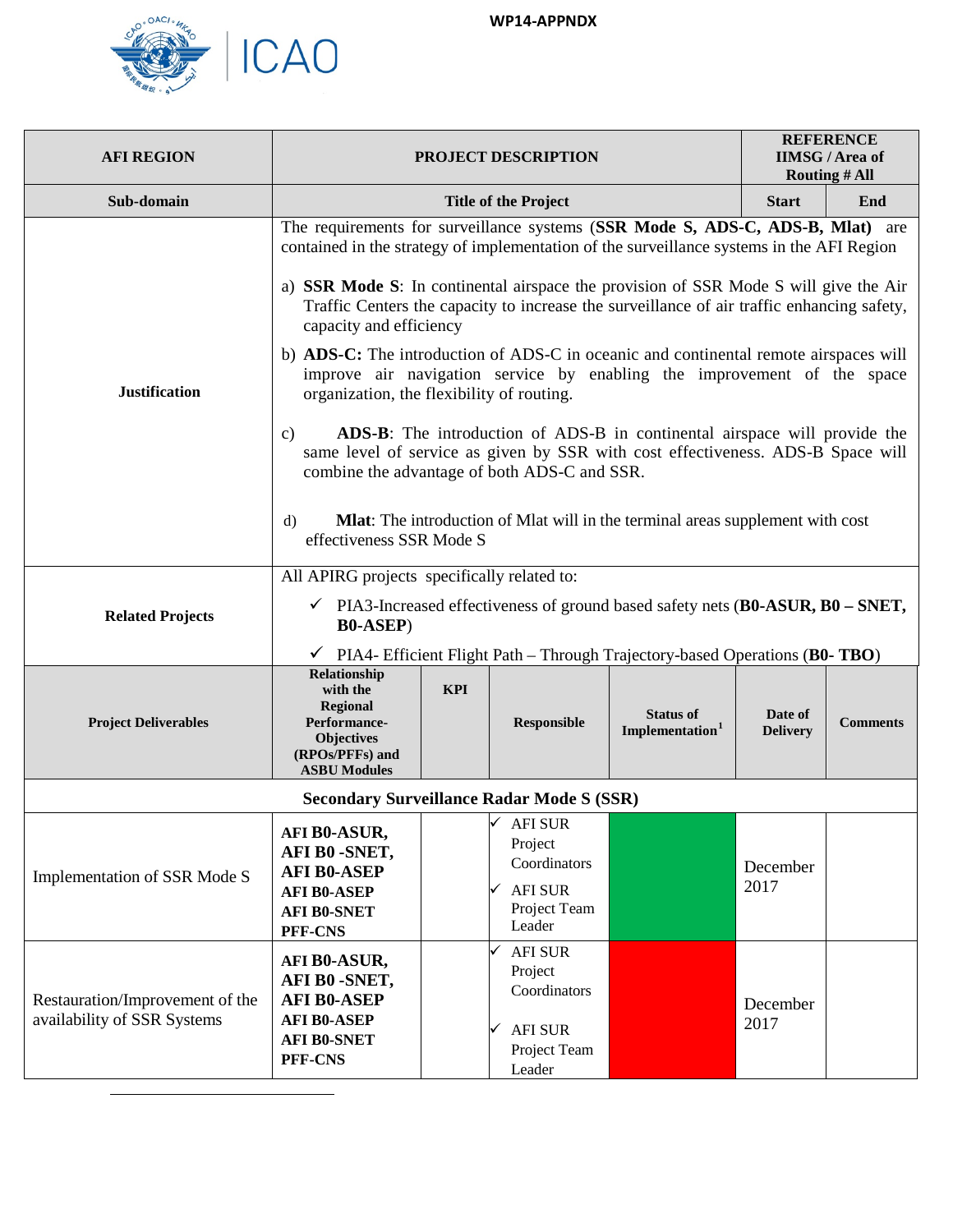WP14-APPNDX

| AFI REGION | PROJECT DESCRIPTION | | | | | REFERENCE IIMSG / Area of Routing # All | |
|---|---|---|---|---|---|---|---|
| Sub-domain | Title of the Project | | | | | Start | End |
| Justification | The requirements for surveillance systems (**SSR Mode S, ADS-C, ADS-B, Mlat**) are contained in the strategy of implementation of the surveillance systems in the AFI Region<br><br>a) **SSR Mode S**: In continental airspace the provision of SSR Mode S will give the Air Traffic Centers the capacity to increase the surveillance of air traffic enhancing safety, capacity and efficiency<br><br>b) **ADS-C:** The introduction of ADS-C in oceanic and continental remote airspaces will improve air navigation service by enabling the improvement of the space organization, the flexibility of routing.<br><br>c) **ADS-B**: The introduction of ADS-B in continental airspace will provide the same level of service as given by SSR with cost effectiveness. ADS-B Space will combine the advantage of both ADS-C and SSR.<br><br>d) **Mlat**: The introduction of Mlat will in the terminal areas supplement with cost effectiveness SSR Mode S | | | | | | |
| Related Projects | All APIRG projects specifically related to:<br>✓ PIA3-Increased effectiveness of ground based safety nets (**B0-ASUR, B0 – SNET, B0-ASEP**)<br>✓ PIA4- Efficient Flight Path – Through Trajectory-based Operations (**B0- TBO**) | | | | | | |
| Project Deliverables | Relationship with the Regional Performance-Objectives (RPOs/PFFs) and ASBU Modules | KPI | Responsible | Status of Implementation[1] | Date of Delivery | Comments | |
| **Secondary Surveillance Radar Mode S (SSR)** | | | | | | | |
| Implementation of SSR Mode S | **AFI B0-ASUR,**<br>**AFI B0 -SNET,**<br>**AFI B0-ASEP**<br>**AFI B0-ASEP**<br>**AFI B0-SNET**<br>**PFF-CNS** | | ✓ AFI SUR Project Coordinators<br>✓ AFI SUR Project Team Leader | (green) | December 2017 | | |
| Restauration/Improvement of the availability of SSR Systems | **AFI B0-ASUR,**<br>**AFI B0 -SNET,**<br>**AFI B0-ASEP**<br>**AFI B0-ASEP**<br>**AFI B0-SNET**<br>**PFF-CNS** | | ✓ AFI SUR Project Coordinators<br>✓ AFI SUR Project Team Leader | (red) | December 2017 | | |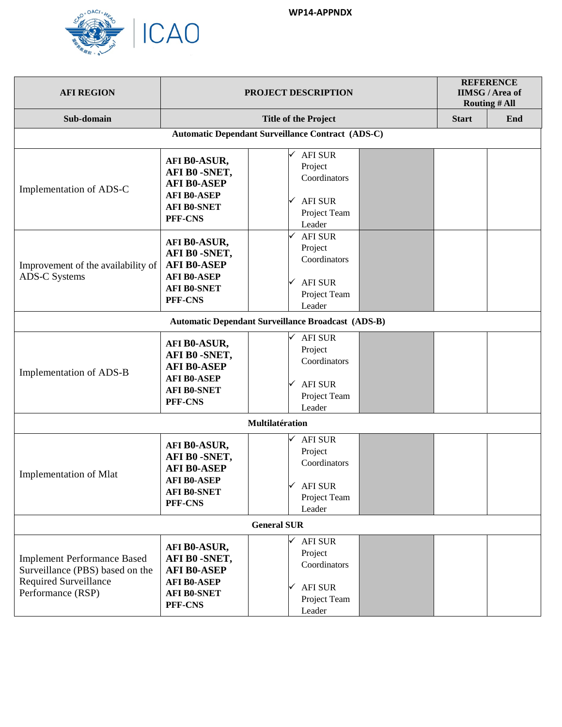WP14-APPNDX

| AFI REGION | PROJECT DESCRIPTION | | | | REFERENCE IIMSG / Area of Routing # All | |
|---|---|---|---|---|---|---|
| Sub-domain | Title of the Project | | | | Start | End |
| **Automatic Dependant Surveillance Contract (ADS-C)** | | | | | | |
| Implementation of ADS-C | AFI B0-ASUR, AFI B0 -SNET, AFI B0-ASEP AFI B0-ASEP AFI B0-SNET PFF-CNS | | ✓ AFI SUR Project Coordinators ✓ AFI SUR Project Team Leader | | | |
| Improvement of the availability of ADS-C Systems | AFI B0-ASUR, AFI B0 -SNET, AFI B0-ASEP AFI B0-ASEP AFI B0-SNET PFF-CNS | | ✓ AFI SUR Project Coordinators ✓ AFI SUR Project Team Leader | | | |
| **Automatic Dependant Surveillance Broadcast (ADS-B)** | | | | | | |
| Implementation of ADS-B | AFI B0-ASUR, AFI B0 -SNET, AFI B0-ASEP AFI B0-ASEP AFI B0-SNET PFF-CNS | | ✓ AFI SUR Project Coordinators ✓ AFI SUR Project Team Leader | | | |
| **Multilatération** | | | | | | |
| Implementation of Mlat | AFI B0-ASUR, AFI B0 -SNET, AFI B0-ASEP AFI B0-ASEP AFI B0-SNET PFF-CNS | | ✓ AFI SUR Project Coordinators ✓ AFI SUR Project Team Leader | | | |
| **General SUR** | | | | | | |
| Implement Performance Based Surveillance (PBS) based on the Required Surveillance Performance (RSP) | AFI B0-ASUR, AFI B0 -SNET, AFI B0-ASEP AFI B0-ASEP AFI B0-SNET PFF-CNS | | ✓ AFI SUR Project Coordinators ✓ AFI SUR Project Team Leader | | | |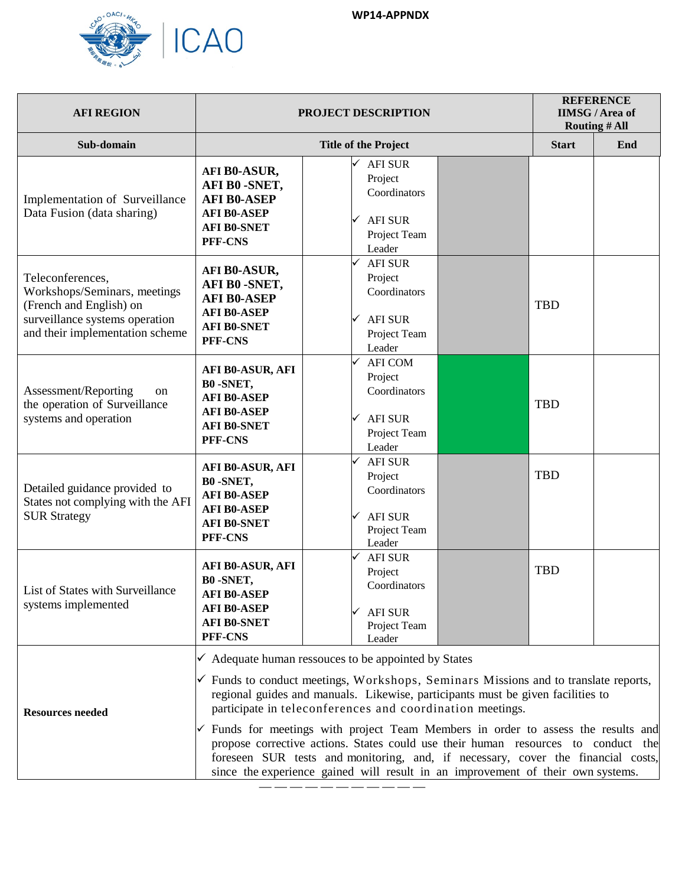WP14-APPNDX

| AFI REGION | PROJECT DESCRIPTION | | | | REFERENCE IIMSG / Area of Routing # All | |
|---|---|---|---|---|---|---|
| **Sub-domain** | **Title of the Project** | | | | **Start** | **End** |
| Implementation of Surveillance Data Fusion (data sharing) | **AFI B0-ASUR, AFI B0 -SNET, AFI B0-ASEP AFI B0-ASEP AFI B0-SNET PFF-CNS** | | ✓ AFI SUR Project Coordinators ✓ AFI SUR Project Team Leader | | | |
| Teleconferences, Workshops/Seminars, meetings (French and English) on surveillance systems operation and their implementation scheme | **AFI B0-ASUR, AFI B0 -SNET, AFI B0-ASEP AFI B0-ASEP AFI B0-SNET PFF-CNS** | | ✓ AFI SUR Project Coordinators ✓ AFI SUR Project Team Leader | | TBD | |
| Assessment/Reporting on the operation of Surveillance systems and operation | **AFI B0-ASUR, AFI B0 -SNET, AFI B0-ASEP AFI B0-ASEP AFI B0-SNET PFF-CNS** | | ✓ AFI COM Project Coordinators ✓ AFI SUR Project Team Leader | | TBD | |
| Detailed guidance provided to States not complying with the AFI SUR Strategy | **AFI B0-ASUR, AFI B0 -SNET, AFI B0-ASEP AFI B0-ASEP AFI B0-SNET PFF-CNS** | | ✓ AFI SUR Project Coordinators ✓ AFI SUR Project Team Leader | | TBD | |
| List of States with Surveillance systems implemented | **AFI B0-ASUR, AFI B0 -SNET, AFI B0-ASEP AFI B0-ASEP AFI B0-SNET PFF-CNS** | | ✓ AFI SUR Project Coordinators ✓ AFI SUR Project Team Leader | | TBD | |
| **Resources needed** | ✓ Adequate human ressouces to be appointed by States<br>✓ Funds to conduct meetings, Workshops, Seminars Missions and to translate reports, regional guides and manuals. Likewise, participants must be given facilities to participate in teleconferences and coordination meetings.<br>✓ Funds for meetings with project Team Members in order to assess the results and propose corrective actions. States could use their human resources to conduct the foreseen SUR tests and monitoring, and, if necessary, cover the financial costs, since the experience gained will result in an improvement of their own systems. | | | | | |

— — — — — — — — — — —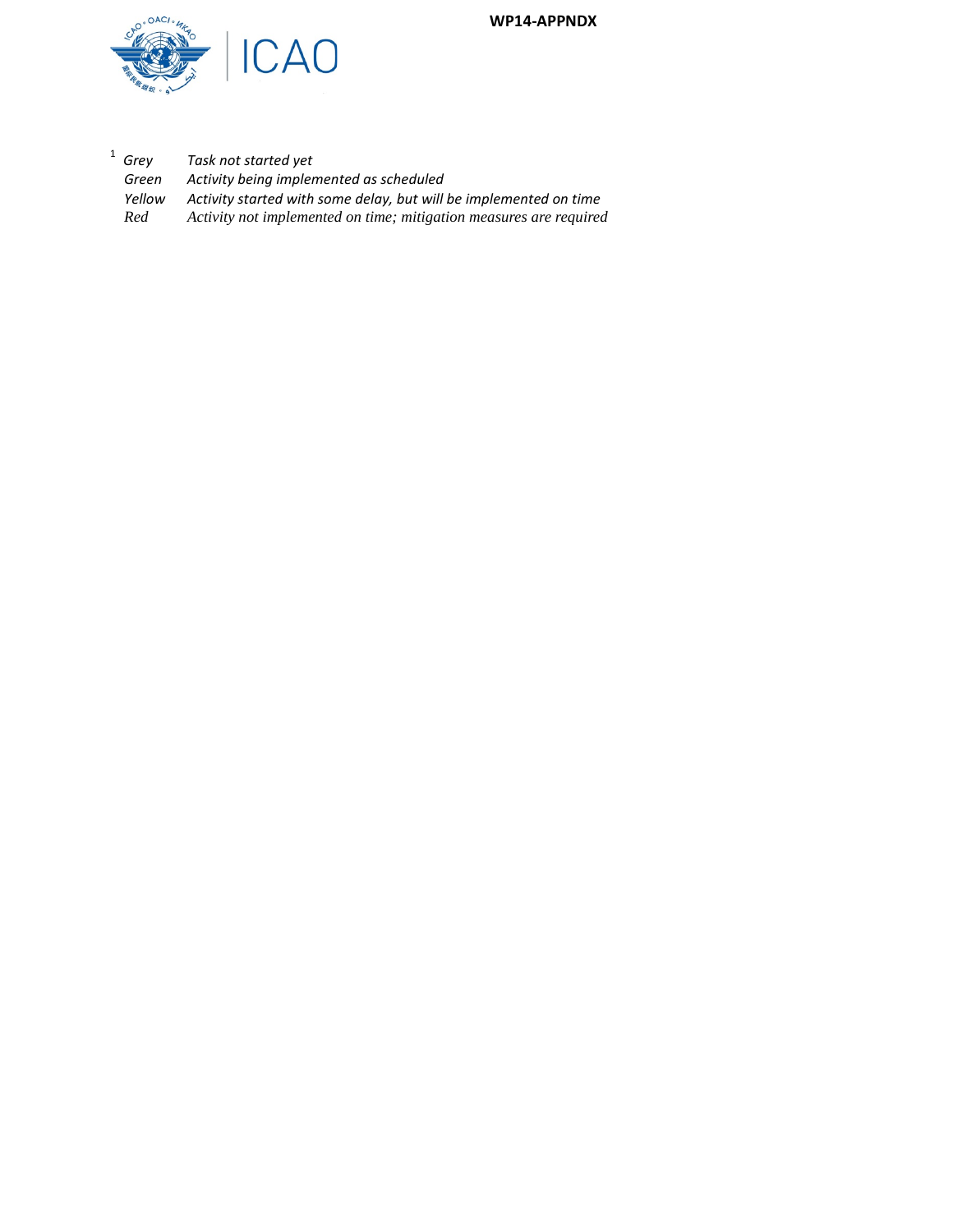[1] *Grey* *Task not started yet*

*Green* *Activity being implemented as scheduled*

*Yellow* *Activity started with some delay, but will be implemented on time*

*Red* *Activity not implemented on time; mitigation measures are required*